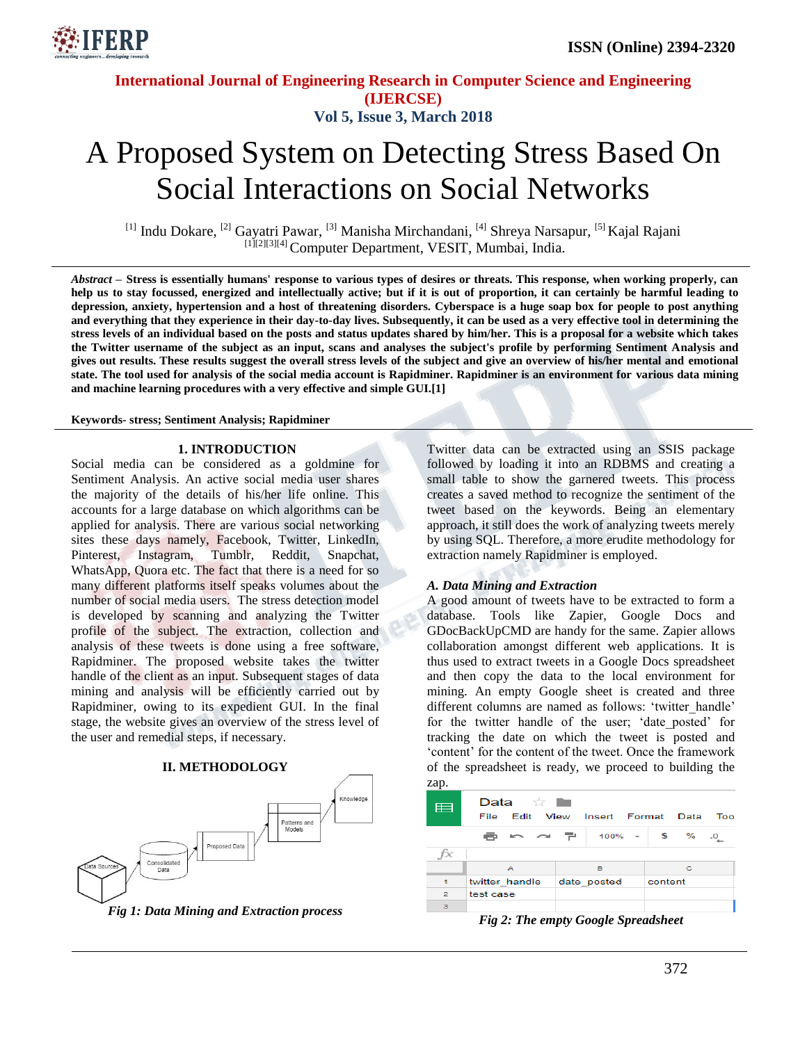# A Proposed System on Detecting Stress Based On Social Interactions on Social Networks

[1] Indu Dokare, [2] Gayatri Pawar, [3] Manisha Mirchandani, [4] Shreya Narsapur, [5] Kajal Rajani
[1][2][3][4] Computer Department, VESIT, Mumbai, India.

***Abstract*** – **Stress is essentially humans' response to various types of desires or threats. This response, when working properly, can help us to stay focussed, energized and intellectually active; but if it is out of proportion, it can certainly be harmful leading to depression, anxiety, hypertension and a host of threatening disorders. Cyberspace is a huge soap box for people to post anything and everything that they experience in their day-to-day lives. Subsequently, it can be used as a very effective tool in determining the stress levels of an individual based on the posts and status updates shared by him/her. This is a proposal for a website which takes the Twitter username of the subject as an input, scans and analyses the subject's profile by performing Sentiment Analysis and gives out results. These results suggest the overall stress levels of the subject and give an overview of his/her mental and emotional state. The tool used for analysis of the social media account is Rapidminer. Rapidminer is an environment for various data mining and machine learning procedures with a very effective and simple GUI.[1]**

**Keywords- stress; Sentiment Analysis; Rapidminer**

## 1. INTRODUCTION

Social media can be considered as a goldmine for Sentiment Analysis. An active social media user shares the majority of the details of his/her life online. This accounts for a large database on which algorithms can be applied for analysis. There are various social networking sites these days namely, Facebook, Twitter, LinkedIn, Pinterest, Instagram, Tumblr, Reddit, Snapchat, WhatsApp, Quora etc. The fact that there is a need for so many different platforms itself speaks volumes about the number of social media users. The stress detection model is developed by scanning and analyzing the Twitter profile of the subject. The extraction, collection and analysis of these tweets is done using a free software, Rapidminer. The proposed website takes the twitter handle of the client as an input. Subsequent stages of data mining and analysis will be efficiently carried out by Rapidminer, owing to its expedient GUI. In the final stage, the website gives an overview of the stress level of the user and remedial steps, if necessary.

## II. METHODOLOGY

*Fig 1: Data Mining and Extraction process*

Twitter data can be extracted using an SSIS package followed by loading it into an RDBMS and creating a small table to show the garnered tweets. This process creates a saved method to recognize the sentiment of the tweet based on the keywords. Being an elementary approach, it still does the work of analyzing tweets merely by using SQL. Therefore, a more erudite methodology for extraction namely Rapidminer is employed.

### *A. Data Mining and Extraction*

A good amount of tweets have to be extracted to form a database. Tools like Zapier, Google Docs and GDocBackUpCMD are handy for the same. Zapier allows collaboration amongst different web applications. It is thus used to extract tweets in a Google Docs spreadsheet and then copy the data to the local environment for mining. An empty Google sheet is created and three different columns are named as follows: 'twitter_handle' for the twitter handle of the user; 'date_posted' for tracking the date on which the tweet is posted and 'content' for the content of the tweet. Once the framework of the spreadsheet is ready, we proceed to building the zap.

|   | A | B | C |
|---|---|---|---|
| 1 | twitter_handle | date_posted | content |
| 2 | test case | | |
| 3 | | | |

*Fig 2: The empty Google Spreadsheet*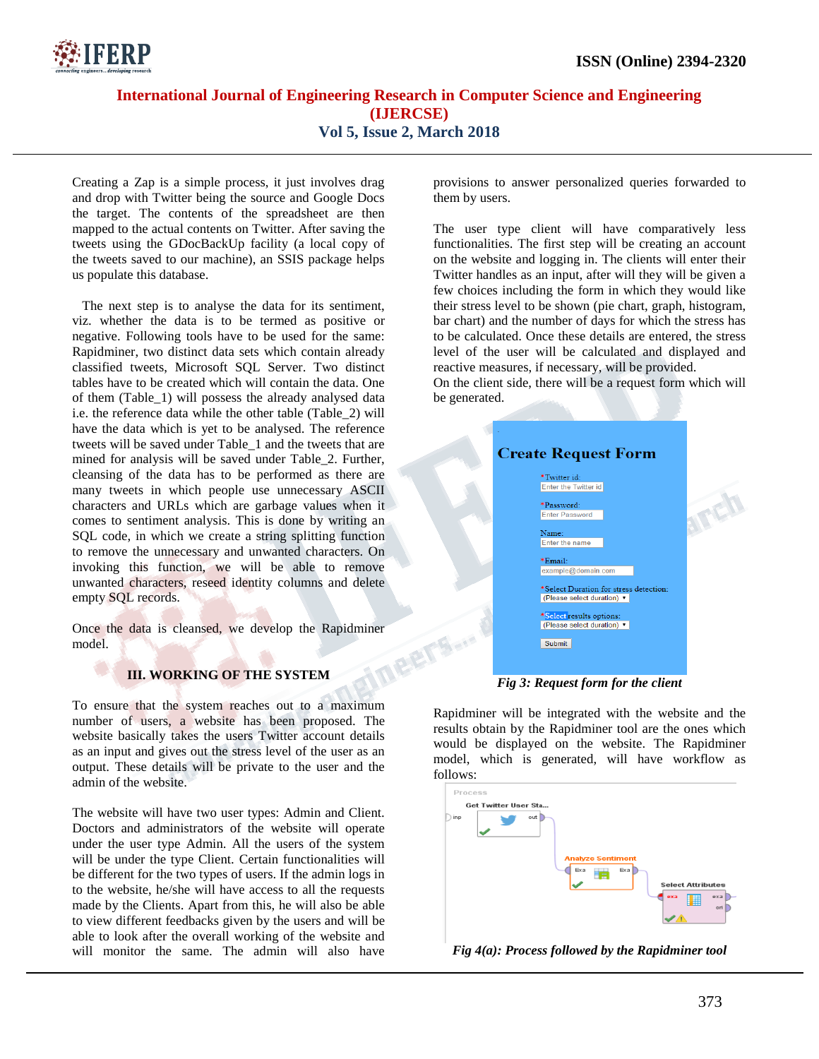Creating a Zap is a simple process, it just involves drag and drop with Twitter being the source and Google Docs the target. The contents of the spreadsheet are then mapped to the actual contents on Twitter. After saving the tweets using the GDocBackUp facility (a local copy of the tweets saved to our machine), an SSIS package helps us populate this database.

The next step is to analyse the data for its sentiment, viz. whether the data is to be termed as positive or negative. Following tools have to be used for the same: Rapidminer, two distinct data sets which contain already classified tweets, Microsoft SQL Server. Two distinct tables have to be created which will contain the data. One of them (Table_1) will possess the already analysed data i.e. the reference data while the other table (Table_2) will have the data which is yet to be analysed. The reference tweets will be saved under Table_1 and the tweets that are mined for analysis will be saved under Table_2. Further, cleansing of the data has to be performed as there are many tweets in which people use unnecessary ASCII characters and URLs which are garbage values when it comes to sentiment analysis. This is done by writing an SQL code, in which we create a string splitting function to remove the unnecessary and unwanted characters. On invoking this function, we will be able to remove unwanted characters, reseed identity columns and delete empty SQL records.

Once the data is cleansed, we develop the Rapidminer model.

## III. WORKING OF THE SYSTEM

To ensure that the system reaches out to a maximum number of users, a website has been proposed. The website basically takes the users Twitter account details as an input and gives out the stress level of the user as an output. These details will be private to the user and the admin of the website.

The website will have two user types: Admin and Client. Doctors and administrators of the website will operate under the user type Admin. All the users of the system will be under the type Client. Certain functionalities will be different for the two types of users. If the admin logs in to the website, he/she will have access to all the requests made by the Clients. Apart from this, he will also be able to view different feedbacks given by the users and will be able to look after the overall working of the website and will monitor the same. The admin will also have provisions to answer personalized queries forwarded to them by users.

The user type client will have comparatively less functionalities. The first step will be creating an account on the website and logging in. The clients will enter their Twitter handles as an input, after will they will be given a few choices including the form in which they would like their stress level to be shown (pie chart, graph, histogram, bar chart) and the number of days for which the stress has to be calculated. Once these details are entered, the stress level of the user will be calculated and displayed and reactive measures, if necessary, will be provided.

On the client side, there will be a request form which will be generated.

*Fig 3: Request form for the client*

Rapidminer will be integrated with the website and the results obtain by the Rapidminer tool are the ones which would be displayed on the website. The Rapidminer model, which is generated, will have workflow as follows:

*Fig 4(a): Process followed by the Rapidminer tool*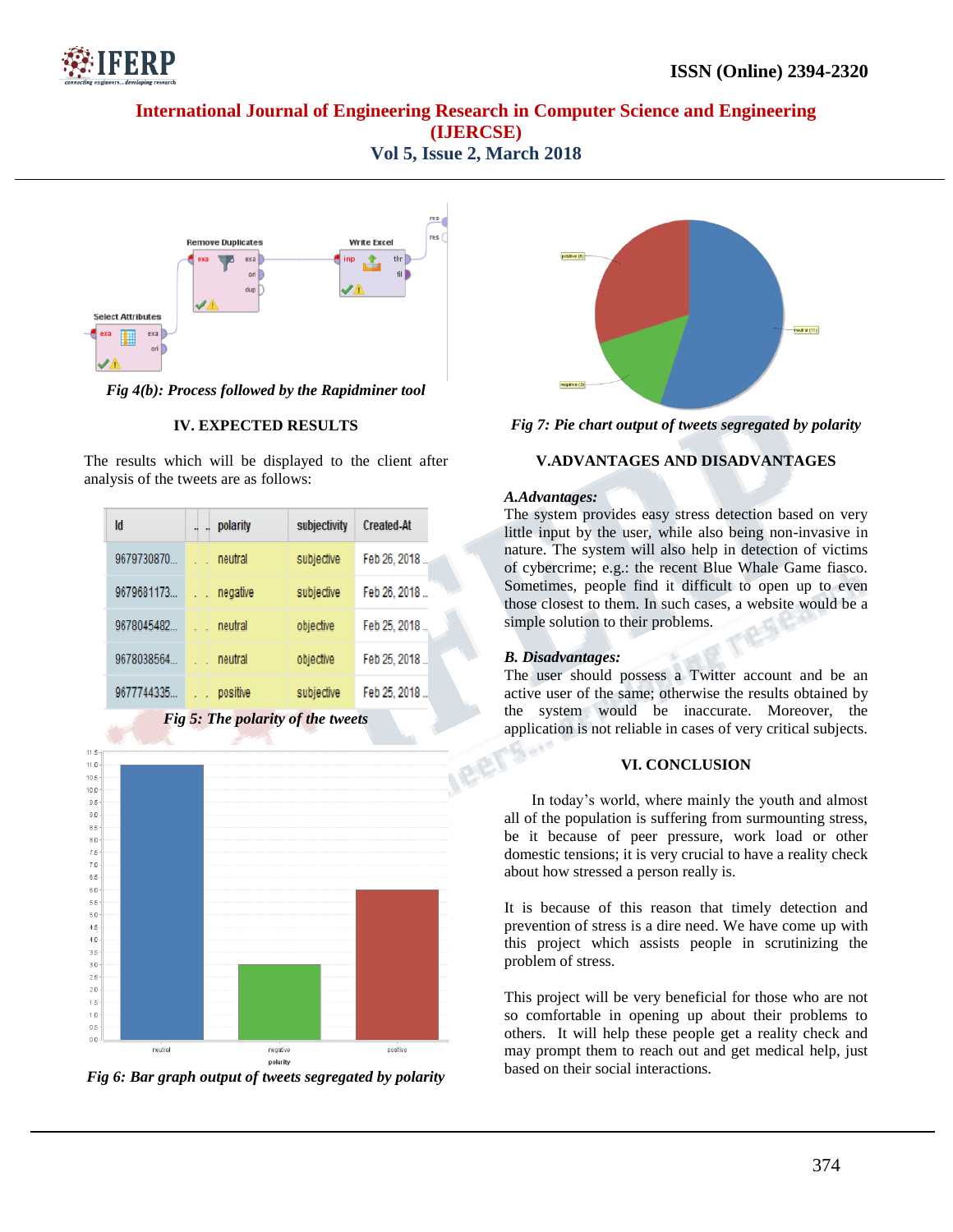Fig 4(b): *Process followed by the Rapidminer tool*

## IV. EXPECTED RESULTS

The results which will be displayed to the client after analysis of the tweets are as follows:

| Id | .. | polarity | subjectivity | Created-At |
|---|---|---|---|---|
| 9679730870... | .. | neutral | subjective | Feb 26, 2018 ... |
| 9679681173... | .. | negative | subjective | Feb 26, 2018 ... |
| 9678045482... | .. | neutral | objective | Feb 25, 2018 ... |
| 9678038564... | .. | neutral | objective | Feb 25, 2018 ... |
| 9677744335... | .. | positive | subjective | Feb 25, 2018 ... |

*Fig 5: The polarity of the tweets*

*Fig 6: Bar graph output of tweets segregated by polarity*

*Fig 7: Pie chart output of tweets segregated by polarity*

## V.ADVANTAGES AND DISADVANTAGES

### *A.Advantages:*

The system provides easy stress detection based on very little input by the user, while also being non-invasive in nature. The system will also help in detection of victims of cybercrime; e.g.: the recent Blue Whale Game fiasco. Sometimes, people find it difficult to open up to even those closest to them. In such cases, a website would be a simple solution to their problems.

### *B. Disadvantages:*

The user should possess a Twitter account and be an active user of the same; otherwise the results obtained by the system would be inaccurate. Moreover, the application is not reliable in cases of very critical subjects.

## VI. CONCLUSION

In today's world, where mainly the youth and almost all of the population is suffering from surmounting stress, be it because of peer pressure, work load or other domestic tensions; it is very crucial to have a reality check about how stressed a person really is.

It is because of this reason that timely detection and prevention of stress is a dire need. We have come up with this project which assists people in scrutinizing the problem of stress.

This project will be very beneficial for those who are not so comfortable in opening up about their problems to others. It will help these people get a reality check and may prompt them to reach out and get medical help, just based on their social interactions.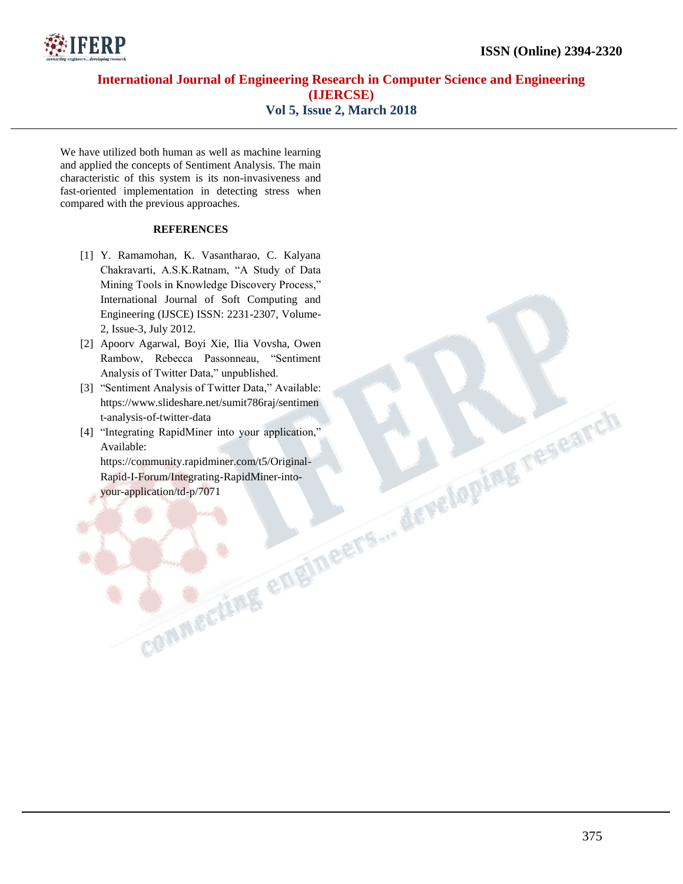We have utilized both human as well as machine learning and applied the concepts of Sentiment Analysis. The main characteristic of this system is its non-invasiveness and fast-oriented implementation in detecting stress when compared with the previous approaches.

## REFERENCES

[1] Y. Ramamohan, K. Vasantharao, C. Kalyana Chakravarti, A.S.K.Ratnam, "A Study of Data Mining Tools in Knowledge Discovery Process," International Journal of Soft Computing and Engineering (IJSCE) ISSN: 2231-2307, Volume-2, Issue-3, July 2012.

[2] Apoorv Agarwal, Boyi Xie, Ilia Vovsha, Owen Rambow, Rebecca Passonneau, "Sentiment Analysis of Twitter Data," unpublished.

[3] "Sentiment Analysis of Twitter Data," Available: https://www.slideshare.net/sumit786raj/sentiment-analysis-of-twitter-data

[4] "Integrating RapidMiner into your application," Available: https://community.rapidminer.com/t5/Original-Rapid-I-Forum/Integrating-RapidMiner-into-your-application/td-p/7071